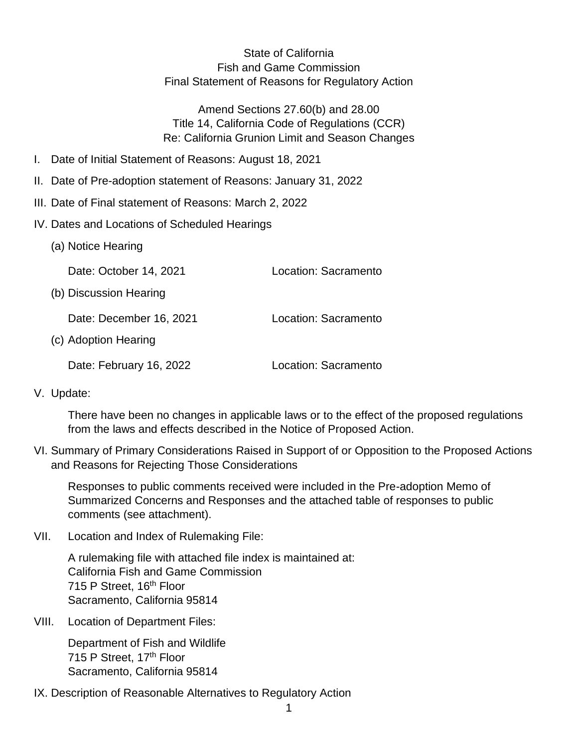State of California
Fish and Game Commission
Final Statement of Reasons for Regulatory Action

Amend Sections 27.60(b) and 28.00
Title 14, California Code of Regulations (CCR)
Re: California Grunion Limit and Season Changes

I. Date of Initial Statement of Reasons: August 18, 2021

II. Date of Pre-adoption statement of Reasons: January 31, 2022

III. Date of Final statement of Reasons: March 2, 2022

IV. Dates and Locations of Scheduled Hearings

(a) Notice Hearing

Date: October 14, 2021 Location: Sacramento

(b) Discussion Hearing

Date: December 16, 2021 Location: Sacramento

(c) Adoption Hearing

Date: February 16, 2022 Location: Sacramento

V. Update:

There have been no changes in applicable laws or to the effect of the proposed regulations from the laws and effects described in the Notice of Proposed Action.

VI. Summary of Primary Considerations Raised in Support of or Opposition to the Proposed Actions and Reasons for Rejecting Those Considerations

Responses to public comments received were included in the Pre-adoption Memo of Summarized Concerns and Responses and the attached table of responses to public comments (see attachment).

VII. Location and Index of Rulemaking File:

A rulemaking file with attached file index is maintained at:
California Fish and Game Commission
715 P Street, 16th Floor
Sacramento, California 95814

VIII. Location of Department Files:

Department of Fish and Wildlife
715 P Street, 17th Floor
Sacramento, California 95814

IX. Description of Reasonable Alternatives to Regulatory Action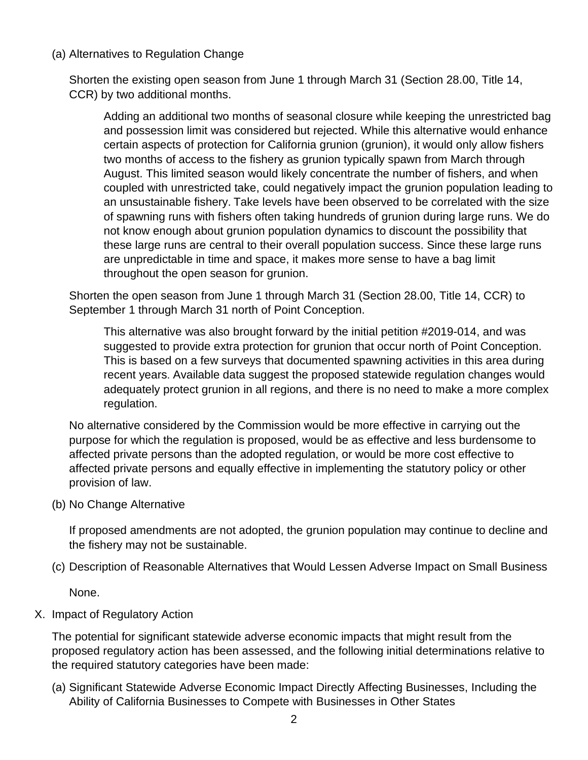(a) Alternatives to Regulation Change

Shorten the existing open season from June 1 through March 31 (Section 28.00, Title 14, CCR) by two additional months.

> Adding an additional two months of seasonal closure while keeping the unrestricted bag and possession limit was considered but rejected. While this alternative would enhance certain aspects of protection for California grunion (grunion), it would only allow fishers two months of access to the fishery as grunion typically spawn from March through August. This limited season would likely concentrate the number of fishers, and when coupled with unrestricted take, could negatively impact the grunion population leading to an unsustainable fishery. Take levels have been observed to be correlated with the size of spawning runs with fishers often taking hundreds of grunion during large runs. We do not know enough about grunion population dynamics to discount the possibility that these large runs are central to their overall population success. Since these large runs are unpredictable in time and space, it makes more sense to have a bag limit throughout the open season for grunion.

Shorten the open season from June 1 through March 31 (Section 28.00, Title 14, CCR) to September 1 through March 31 north of Point Conception.

> This alternative was also brought forward by the initial petition #2019-014, and was suggested to provide extra protection for grunion that occur north of Point Conception. This is based on a few surveys that documented spawning activities in this area during recent years. Available data suggest the proposed statewide regulation changes would adequately protect grunion in all regions, and there is no need to make a more complex regulation.

No alternative considered by the Commission would be more effective in carrying out the purpose for which the regulation is proposed, would be as effective and less burdensome to affected private persons than the adopted regulation, or would be more cost effective to affected private persons and equally effective in implementing the statutory policy or other provision of law.

(b) No Change Alternative

If proposed amendments are not adopted, the grunion population may continue to decline and the fishery may not be sustainable.

(c) Description of Reasonable Alternatives that Would Lessen Adverse Impact on Small Business

None.

X. Impact of Regulatory Action

The potential for significant statewide adverse economic impacts that might result from the proposed regulatory action has been assessed, and the following initial determinations relative to the required statutory categories have been made:

(a) Significant Statewide Adverse Economic Impact Directly Affecting Businesses, Including the Ability of California Businesses to Compete with Businesses in Other States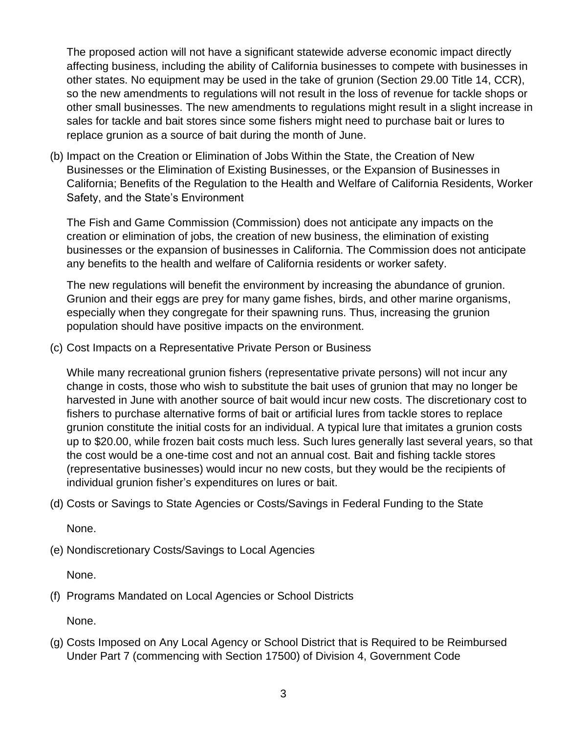The proposed action will not have a significant statewide adverse economic impact directly affecting business, including the ability of California businesses to compete with businesses in other states. No equipment may be used in the take of grunion (Section 29.00 Title 14, CCR), so the new amendments to regulations will not result in the loss of revenue for tackle shops or other small businesses. The new amendments to regulations might result in a slight increase in sales for tackle and bait stores since some fishers might need to purchase bait or lures to replace grunion as a source of bait during the month of June.

(b) Impact on the Creation or Elimination of Jobs Within the State, the Creation of New Businesses or the Elimination of Existing Businesses, or the Expansion of Businesses in California; Benefits of the Regulation to the Health and Welfare of California Residents, Worker Safety, and the State's Environment

The Fish and Game Commission (Commission) does not anticipate any impacts on the creation or elimination of jobs, the creation of new business, the elimination of existing businesses or the expansion of businesses in California. The Commission does not anticipate any benefits to the health and welfare of California residents or worker safety.

The new regulations will benefit the environment by increasing the abundance of grunion. Grunion and their eggs are prey for many game fishes, birds, and other marine organisms, especially when they congregate for their spawning runs. Thus, increasing the grunion population should have positive impacts on the environment.

(c) Cost Impacts on a Representative Private Person or Business

While many recreational grunion fishers (representative private persons) will not incur any change in costs, those who wish to substitute the bait uses of grunion that may no longer be harvested in June with another source of bait would incur new costs. The discretionary cost to fishers to purchase alternative forms of bait or artificial lures from tackle stores to replace grunion constitute the initial costs for an individual. A typical lure that imitates a grunion costs up to $20.00, while frozen bait costs much less. Such lures generally last several years, so that the cost would be a one-time cost and not an annual cost. Bait and fishing tackle stores (representative businesses) would incur no new costs, but they would be the recipients of individual grunion fisher's expenditures on lures or bait.

(d) Costs or Savings to State Agencies or Costs/Savings in Federal Funding to the State

None.

(e) Nondiscretionary Costs/Savings to Local Agencies

None.

(f) Programs Mandated on Local Agencies or School Districts

None.

(g) Costs Imposed on Any Local Agency or School District that is Required to be Reimbursed Under Part 7 (commencing with Section 17500) of Division 4, Government Code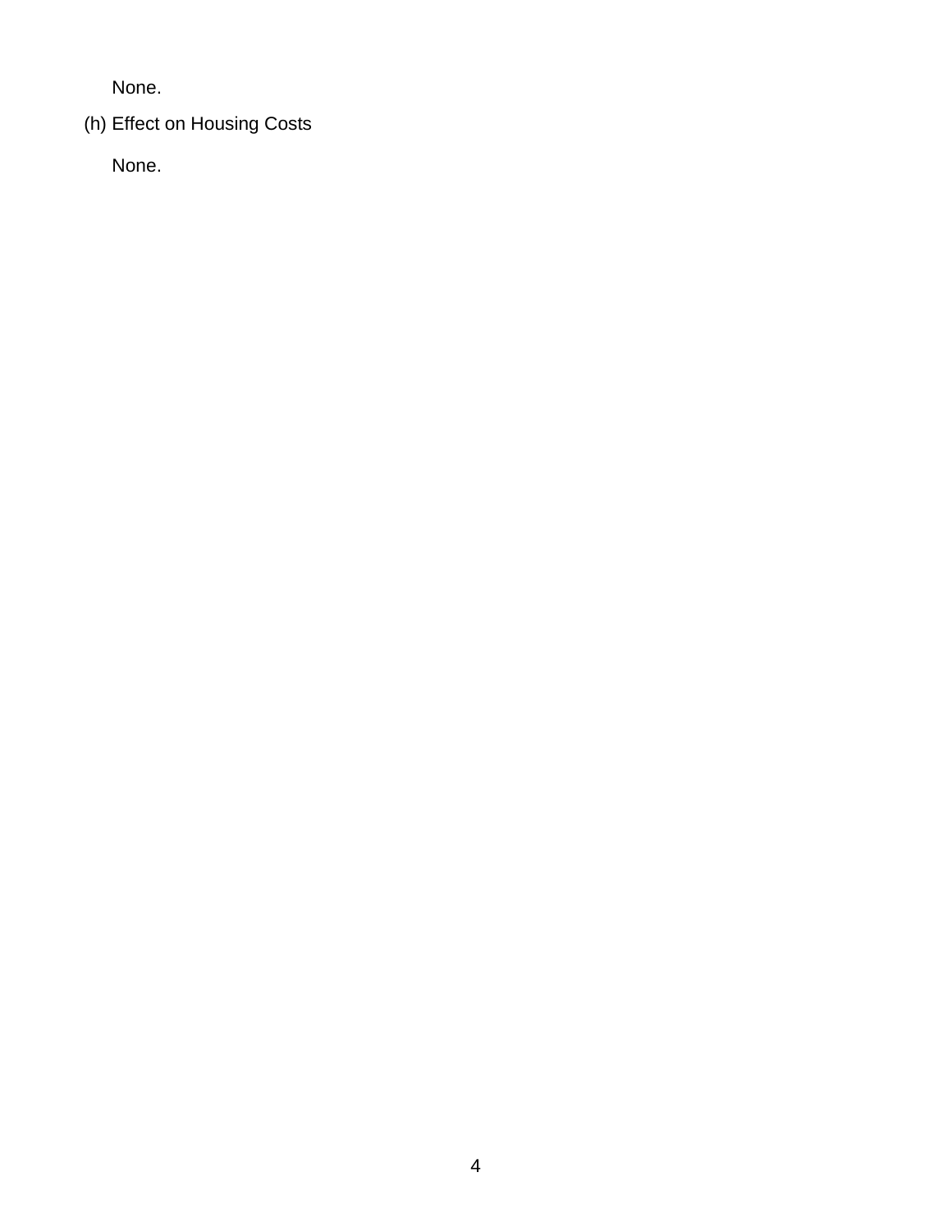None.

(h) Effect on Housing Costs

None.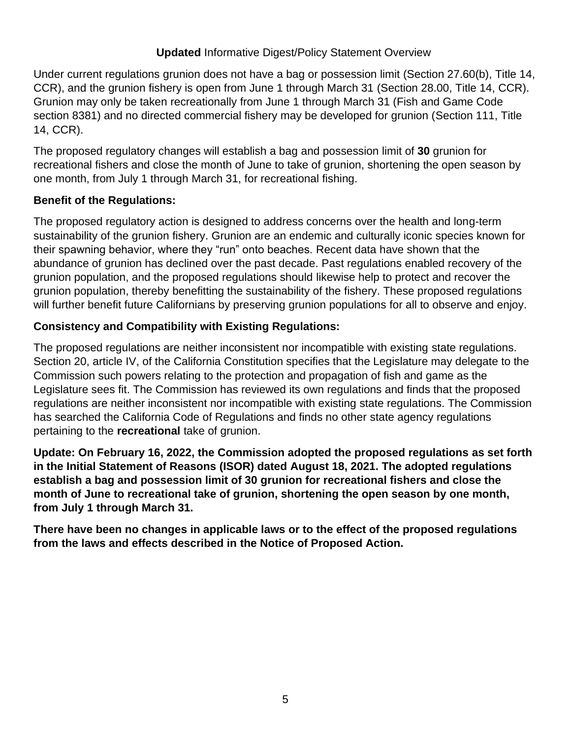**Updated** Informative Digest/Policy Statement Overview

Under current regulations grunion does not have a bag or possession limit (Section 27.60(b), Title 14, CCR), and the grunion fishery is open from June 1 through March 31 (Section 28.00, Title 14, CCR). Grunion may only be taken recreationally from June 1 through March 31 (Fish and Game Code section 8381) and no directed commercial fishery may be developed for grunion (Section 111, Title 14, CCR).

The proposed regulatory changes will establish a bag and possession limit of **30** grunion for recreational fishers and close the month of June to take of grunion, shortening the open season by one month, from July 1 through March 31, for recreational fishing.

**Benefit of the Regulations:**

The proposed regulatory action is designed to address concerns over the health and long-term sustainability of the grunion fishery. Grunion are an endemic and culturally iconic species known for their spawning behavior, where they "run" onto beaches. Recent data have shown that the abundance of grunion has declined over the past decade. Past regulations enabled recovery of the grunion population, and the proposed regulations should likewise help to protect and recover the grunion population, thereby benefitting the sustainability of the fishery. These proposed regulations will further benefit future Californians by preserving grunion populations for all to observe and enjoy.

**Consistency and Compatibility with Existing Regulations:**

The proposed regulations are neither inconsistent nor incompatible with existing state regulations. Section 20, article IV, of the California Constitution specifies that the Legislature may delegate to the Commission such powers relating to the protection and propagation of fish and game as the Legislature sees fit. The Commission has reviewed its own regulations and finds that the proposed regulations are neither inconsistent nor incompatible with existing state regulations. The Commission has searched the California Code of Regulations and finds no other state agency regulations pertaining to the **recreational** take of grunion.

**Update: On February 16, 2022, the Commission adopted the proposed regulations as set forth in the Initial Statement of Reasons (ISOR) dated August 18, 2021. The adopted regulations establish a bag and possession limit of 30 grunion for recreational fishers and close the month of June to recreational take of grunion, shortening the open season by one month, from July 1 through March 31.**

**There have been no changes in applicable laws or to the effect of the proposed regulations from the laws and effects described in the Notice of Proposed Action.**